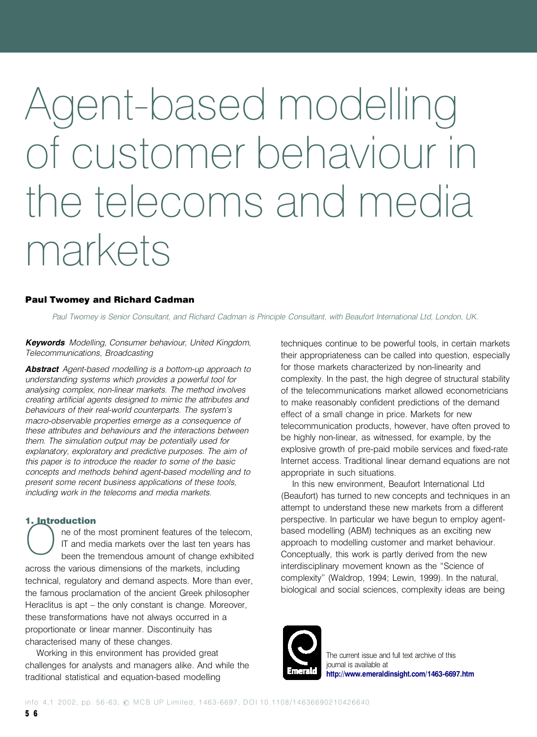# Agent-based modelling of customer behaviour in the telecoms and media markets

**Paul Twomey and Richard Cadman**

*Paul Twomey is Senior Consultant, and Richard Cadman is Principle Consultant, with Beaufort International Ltd, London, UK.*

***Keywords*** *Modelling, Consumer behaviour, United Kingdom, Telecommunications, Broadcasting*

***Abstract*** *Agent-based modelling is a bottom-up approach to understanding systems which provides a powerful tool for analysing complex, non-linear markets. The method involves creating artificial agents designed to mimic the attributes and behaviours of their real-world counterparts. The system's macro-observable properties emerge as a consequence of these attributes and behaviours and the interactions between them. The simulation output may be potentially used for explanatory, exploratory and predictive purposes. The aim of this paper is to introduce the reader to some of the basic concepts and methods behind agent-based modelling and to present some recent business applications of these tools, including work in the telecoms and media markets.*

## 1. Introduction

One of the most prominent features of the telecom, IT and media markets over the last ten years has been the tremendous amount of change exhibited across the various dimensions of the markets, including technical, regulatory and demand aspects. More than ever, the famous proclamation of the ancient Greek philosopher Heraclitus is apt – the only constant is change. Moreover, these transformations have not always occurred in a proportionate or linear manner. Discontinuity has characterised many of these changes.

Working in this environment has provided great challenges for analysts and managers alike. And while the traditional statistical and equation-based modelling techniques continue to be powerful tools, in certain markets their appropriateness can be called into question, especially for those markets characterized by non-linearity and complexity. In the past, the high degree of structural stability of the telecommunications market allowed econometricians to make reasonably confident predictions of the demand effect of a small change in price. Markets for new telecommunication products, however, have often proved to be highly non-linear, as witnessed, for example, by the explosive growth of pre-paid mobile services and fixed-rate Internet access. Traditional linear demand equations are not appropriate in such situations.

In this new environment, Beaufort International Ltd (Beaufort) has turned to new concepts and techniques in an attempt to understand these new markets from a different perspective. In particular we have begun to employ agent-based modelling (ABM) techniques as an exciting new approach to modelling customer and market behaviour. Conceptually, this work is partly derived from the new interdisciplinary movement known as the "Science of complexity" (Waldrop, 1994; Lewin, 1999). In the natural, biological and social sciences, complexity ideas are being

The current issue and full text archive of this journal is available at **http://www.emeraldinsight.com/1463-6697.htm**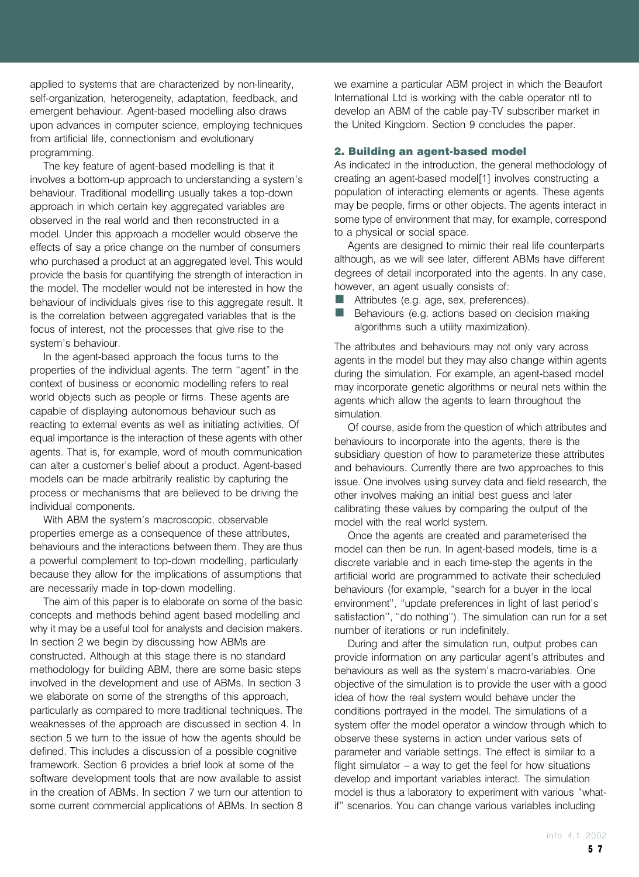applied to systems that are characterized by non-linearity, self-organization, heterogeneity, adaptation, feedback, and emergent behaviour. Agent-based modelling also draws upon advances in computer science, employing techniques from artificial life, connectionism and evolutionary programming.

The key feature of agent-based modelling is that it involves a bottom-up approach to understanding a system's behaviour. Traditional modelling usually takes a top-down approach in which certain key aggregated variables are observed in the real world and then reconstructed in a model. Under this approach a modeller would observe the effects of say a price change on the number of consumers who purchased a product at an aggregated level. This would provide the basis for quantifying the strength of interaction in the model. The modeller would not be interested in how the behaviour of individuals gives rise to this aggregate result. It is the correlation between aggregated variables that is the focus of interest, not the processes that give rise to the system's behaviour.

In the agent-based approach the focus turns to the properties of the individual agents. The term "agent" in the context of business or economic modelling refers to real world objects such as people or firms. These agents are capable of displaying autonomous behaviour such as reacting to external events as well as initiating activities. Of equal importance is the interaction of these agents with other agents. That is, for example, word of mouth communication can alter a customer's belief about a product. Agent-based models can be made arbitrarily realistic by capturing the process or mechanisms that are believed to be driving the individual components.

With ABM the system's macroscopic, observable properties emerge as a consequence of these attributes, behaviours and the interactions between them. They are thus a powerful complement to top-down modelling, particularly because they allow for the implications of assumptions that are necessarily made in top-down modelling.

The aim of this paper is to elaborate on some of the basic concepts and methods behind agent based modelling and why it may be a useful tool for analysts and decision makers. In section 2 we begin by discussing how ABMs are constructed. Although at this stage there is no standard methodology for building ABM, there are some basic steps involved in the development and use of ABMs. In section 3 we elaborate on some of the strengths of this approach, particularly as compared to more traditional techniques. The weaknesses of the approach are discussed in section 4. In section 5 we turn to the issue of how the agents should be defined. This includes a discussion of a possible cognitive framework. Section 6 provides a brief look at some of the software development tools that are now available to assist in the creation of ABMs. In section 7 we turn our attention to some current commercial applications of ABMs. In section 8 we examine a particular ABM project in which the Beaufort International Ltd is working with the cable operator ntl to develop an ABM of the cable pay-TV subscriber market in the United Kingdom. Section 9 concludes the paper.

## 2. Building an agent-based model

As indicated in the introduction, the general methodology of creating an agent-based model[1] involves constructing a population of interacting elements or agents. These agents may be people, firms or other objects. The agents interact in some type of environment that may, for example, correspond to a physical or social space.

Agents are designed to mimic their real life counterparts although, as we will see later, different ABMs have different degrees of detail incorporated into the agents. In any case, however, an agent usually consists of:

- Attributes (e.g. age, sex, preferences).
- Behaviours (e.g. actions based on decision making algorithms such a utility maximization).

The attributes and behaviours may not only vary across agents in the model but they may also change within agents during the simulation. For example, an agent-based model may incorporate genetic algorithms or neural nets within the agents which allow the agents to learn throughout the simulation.

Of course, aside from the question of which attributes and behaviours to incorporate into the agents, there is the subsidiary question of how to parameterize these attributes and behaviours. Currently there are two approaches to this issue. One involves using survey data and field research, the other involves making an initial best guess and later calibrating these values by comparing the output of the model with the real world system.

Once the agents are created and parameterised the model can then be run. In agent-based models, time is a discrete variable and in each time-step the agents in the artificial world are programmed to activate their scheduled behaviours (for example, "search for a buyer in the local environment", "update preferences in light of last period's satisfaction", "do nothing"). The simulation can run for a set number of iterations or run indefinitely.

During and after the simulation run, output probes can provide information on any particular agent's attributes and behaviours as well as the system's macro-variables. One objective of the simulation is to provide the user with a good idea of how the real system would behave under the conditions portrayed in the model. The simulations of a system offer the model operator a window through which to observe these systems in action under various sets of parameter and variable settings. The effect is similar to a flight simulator – a way to get the feel for how situations develop and important variables interact. The simulation model is thus a laboratory to experiment with various "what-if" scenarios. You can change various variables including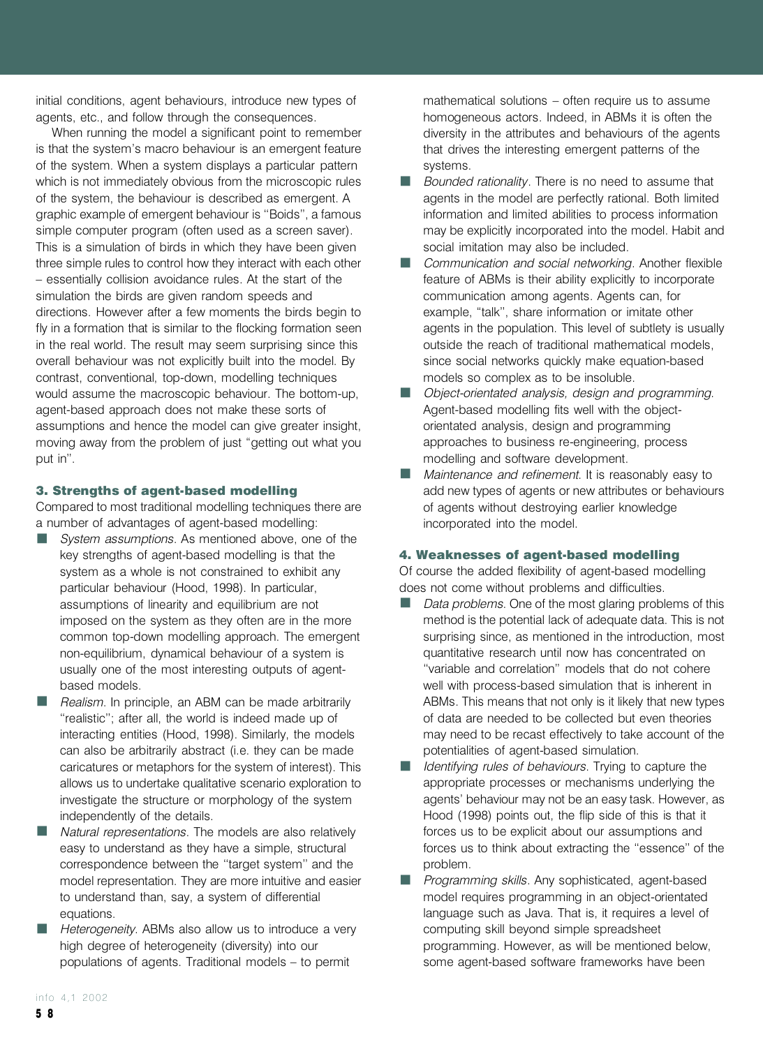initial conditions, agent behaviours, introduce new types of agents, etc., and follow through the consequences.

When running the model a significant point to remember is that the system's macro behaviour is an emergent feature of the system. When a system displays a particular pattern which is not immediately obvious from the microscopic rules of the system, the behaviour is described as emergent. A graphic example of emergent behaviour is "Boids", a famous simple computer program (often used as a screen saver). This is a simulation of birds in which they have been given three simple rules to control how they interact with each other – essentially collision avoidance rules. At the start of the simulation the birds are given random speeds and directions. However after a few moments the birds begin to fly in a formation that is similar to the flocking formation seen in the real world. The result may seem surprising since this overall behaviour was not explicitly built into the model. By contrast, conventional, top-down, modelling techniques would assume the macroscopic behaviour. The bottom-up, agent-based approach does not make these sorts of assumptions and hence the model can give greater insight, moving away from the problem of just "getting out what you put in".

### 3. Strengths of agent-based modelling

Compared to most traditional modelling techniques there are a number of advantages of agent-based modelling:

- *System assumptions*. As mentioned above, one of the key strengths of agent-based modelling is that the system as a whole is not constrained to exhibit any particular behaviour (Hood, 1998). In particular, assumptions of linearity and equilibrium are not imposed on the system as they often are in the more common top-down modelling approach. The emergent non-equilibrium, dynamical behaviour of a system is usually one of the most interesting outputs of agent-based models.
- *Realism*. In principle, an ABM can be made arbitrarily "realistic"; after all, the world is indeed made up of interacting entities (Hood, 1998). Similarly, the models can also be arbitrarily abstract (i.e. they can be made caricatures or metaphors for the system of interest). This allows us to undertake qualitative scenario exploration to investigate the structure or morphology of the system independently of the details.
- *Natural representations*. The models are also relatively easy to understand as they have a simple, structural correspondence between the "target system" and the model representation. They are more intuitive and easier to understand than, say, a system of differential equations.
- *Heterogeneity*. ABMs also allow us to introduce a very high degree of heterogeneity (diversity) into our populations of agents. Traditional models – to permit mathematical solutions – often require us to assume homogeneous actors. Indeed, in ABMs it is often the diversity in the attributes and behaviours of the agents that drives the interesting emergent patterns of the systems.
- *Bounded rationality*. There is no need to assume that agents in the model are perfectly rational. Both limited information and limited abilities to process information may be explicitly incorporated into the model. Habit and social imitation may also be included.
- *Communication and social networking*. Another flexible feature of ABMs is their ability explicitly to incorporate communication among agents. Agents can, for example, "talk", share information or imitate other agents in the population. This level of subtlety is usually outside the reach of traditional mathematical models, since social networks quickly make equation-based models so complex as to be insoluble.
- *Object-orientated analysis, design and programming*. Agent-based modelling fits well with the object-orientated analysis, design and programming approaches to business re-engineering, process modelling and software development.
- *Maintenance and refinement*. It is reasonably easy to add new types of agents or new attributes or behaviours of agents without destroying earlier knowledge incorporated into the model.

### 4. Weaknesses of agent-based modelling

Of course the added flexibility of agent-based modelling does not come without problems and difficulties.

- *Data problems*. One of the most glaring problems of this method is the potential lack of adequate data. This is not surprising since, as mentioned in the introduction, most quantitative research until now has concentrated on "variable and correlation" models that do not cohere well with process-based simulation that is inherent in ABMs. This means that not only is it likely that new types of data are needed to be collected but even theories may need to be recast effectively to take account of the potentialities of agent-based simulation.
- *Identifying rules of behaviours*. Trying to capture the appropriate processes or mechanisms underlying the agents' behaviour may not be an easy task. However, as Hood (1998) points out, the flip side of this is that it forces us to be explicit about our assumptions and forces us to think about extracting the "essence" of the problem.
- *Programming skills*. Any sophisticated, agent-based model requires programming in an object-orientated language such as Java. That is, it requires a level of computing skill beyond simple spreadsheet programming. However, as will be mentioned below, some agent-based software frameworks have been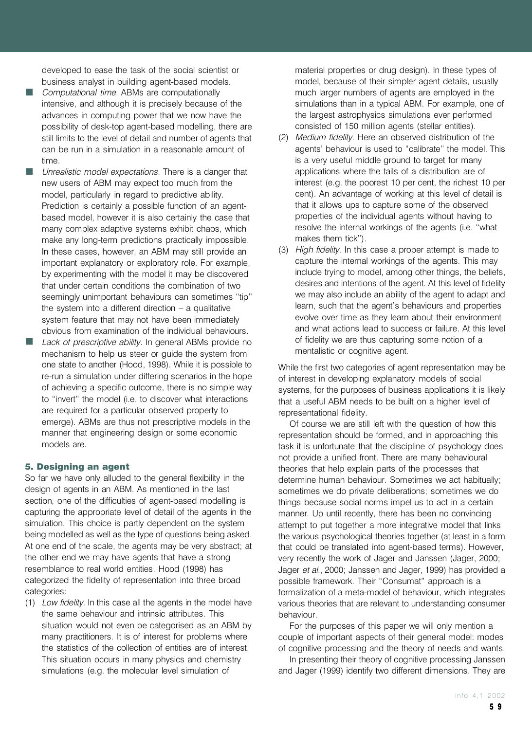developed to ease the task of the social scientist or business analyst in building agent-based models.

- *Computational time*. ABMs are computationally intensive, and although it is precisely because of the advances in computing power that we now have the possibility of desk-top agent-based modelling, there are still limits to the level of detail and number of agents that can be run in a simulation in a reasonable amount of time.
- *Unrealistic model expectations*. There is a danger that new users of ABM may expect too much from the model, particularly in regard to predictive ability. Prediction is certainly a possible function of an agent-based model, however it is also certainly the case that many complex adaptive systems exhibit chaos, which make any long-term predictions practically impossible. In these cases, however, an ABM may still provide an important explanatory or exploratory role. For example, by experimenting with the model it may be discovered that under certain conditions the combination of two seemingly unimportant behaviours can sometimes "tip" the system into a different direction – a qualitative system feature that may not have been immediately obvious from examination of the individual behaviours.
- *Lack of prescriptive ability*. In general ABMs provide no mechanism to help us steer or guide the system from one state to another (Hood, 1998). While it is possible to re-run a simulation under differing scenarios in the hope of achieving a specific outcome, there is no simple way to "invert" the model (i.e. to discover what interactions are required for a particular observed property to emerge). ABMs are thus not prescriptive models in the manner that engineering design or some economic models are.

## 5. Designing an agent

So far we have only alluded to the general flexibility in the design of agents in an ABM. As mentioned in the last section, one of the difficulties of agent-based modelling is capturing the appropriate level of detail of the agents in the simulation. This choice is partly dependent on the system being modelled as well as the type of questions being asked. At one end of the scale, the agents may be very abstract; at the other end we may have agents that have a strong resemblance to real world entities. Hood (1998) has categorized the fidelity of representation into three broad categories:

(1) *Low fidelity*. In this case all the agents in the model have the same behaviour and intrinsic attributes. This situation would not even be categorised as an ABM by many practitioners. It is of interest for problems where the statistics of the collection of entities are of interest. This situation occurs in many physics and chemistry simulations (e.g. the molecular level simulation of material properties or drug design). In these types of model, because of their simpler agent details, usually much larger numbers of agents are employed in the simulations than in a typical ABM. For example, one of the largest astrophysics simulations ever performed consisted of 150 million agents (stellar entities).

(2) *Medium fidelity*. Here an observed distribution of the agents' behaviour is used to "calibrate" the model. This is a very useful middle ground to target for many applications where the tails of a distribution are of interest (e.g. the poorest 10 per cent, the richest 10 per cent). An advantage of working at this level of detail is that it allows ups to capture some of the observed properties of the individual agents without having to resolve the internal workings of the agents (i.e. "what makes them tick").

(3) *High fidelity*. In this case a proper attempt is made to capture the internal workings of the agents. This may include trying to model, among other things, the beliefs, desires and intentions of the agent. At this level of fidelity we may also include an ability of the agent to adapt and learn, such that the agent's behaviours and properties evolve over time as they learn about their environment and what actions lead to success or failure. At this level of fidelity we are thus capturing some notion of a mentalistic or cognitive agent.

While the first two categories of agent representation may be of interest in developing explanatory models of social systems, for the purposes of business applications it is likely that a useful ABM needs to be built on a higher level of representational fidelity.

Of course we are still left with the question of how this representation should be formed, and in approaching this task it is unfortunate that the discipline of psychology does not provide a unified front. There are many behavioural theories that help explain parts of the processes that determine human behaviour. Sometimes we act habitually; sometimes we do private deliberations; sometimes we do things because social norms impel us to act in a certain manner. Up until recently, there has been no convincing attempt to put together a more integrative model that links the various psychological theories together (at least in a form that could be translated into agent-based terms). However, very recently the work of Jager and Janssen (Jager, 2000; Jager *et al.*, 2000; Janssen and Jager, 1999) has provided a possible framework. Their "Consumat" approach is a formalization of a meta-model of behaviour, which integrates various theories that are relevant to understanding consumer behaviour.

For the purposes of this paper we will only mention a couple of important aspects of their general model: modes of cognitive processing and the theory of needs and wants.

In presenting their theory of cognitive processing Janssen and Jager (1999) identify two different dimensions. They are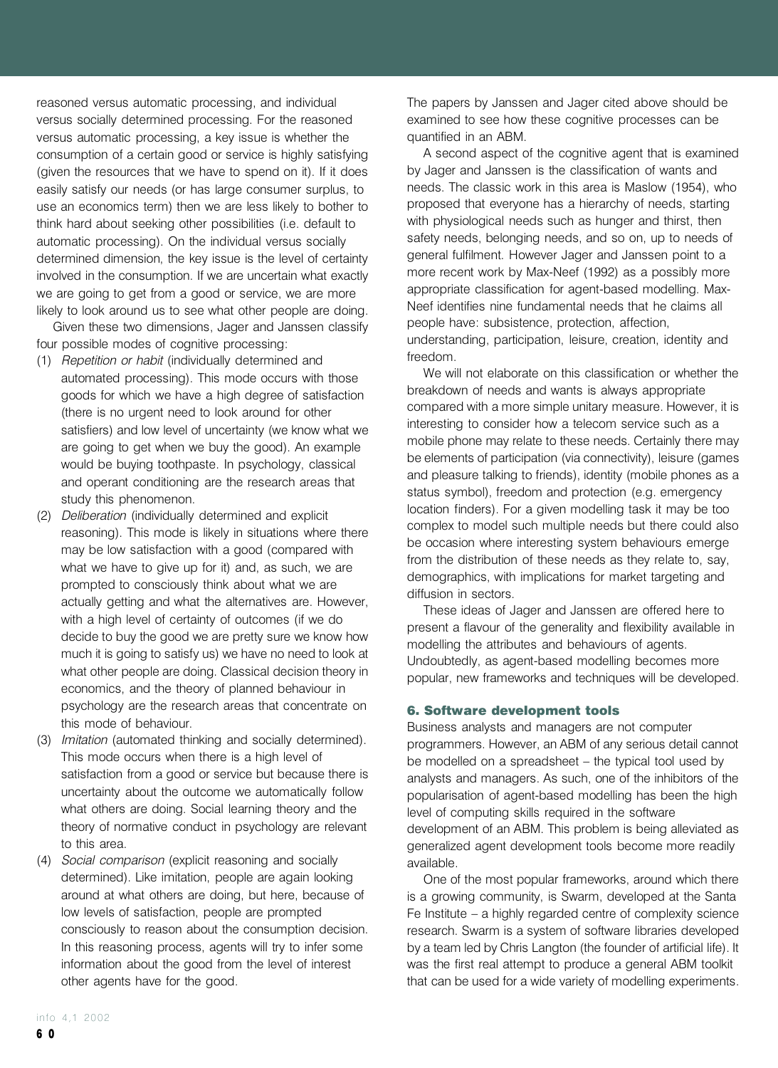reasoned versus automatic processing, and individual versus socially determined processing. For the reasoned versus automatic processing, a key issue is whether the consumption of a certain good or service is highly satisfying (given the resources that we have to spend on it). If it does easily satisfy our needs (or has large consumer surplus, to use an economics term) then we are less likely to bother to think hard about seeking other possibilities (i.e. default to automatic processing). On the individual versus socially determined dimension, the key issue is the level of certainty involved in the consumption. If we are uncertain what exactly we are going to get from a good or service, we are more likely to look around us to see what other people are doing.

Given these two dimensions, Jager and Janssen classify four possible modes of cognitive processing:

(1) *Repetition or habit* (individually determined and automated processing). This mode occurs with those goods for which we have a high degree of satisfaction (there is no urgent need to look around for other satisfiers) and low level of uncertainty (we know what we are going to get when we buy the good). An example would be buying toothpaste. In psychology, classical and operant conditioning are the research areas that study this phenomenon.

(2) *Deliberation* (individually determined and explicit reasoning). This mode is likely in situations where there may be low satisfaction with a good (compared with what we have to give up for it) and, as such, we are prompted to consciously think about what we are actually getting and what the alternatives are. However, with a high level of certainty of outcomes (if we do decide to buy the good we are pretty sure we know how much it is going to satisfy us) we have no need to look at what other people are doing. Classical decision theory in economics, and the theory of planned behaviour in psychology are the research areas that concentrate on this mode of behaviour.

(3) *Imitation* (automated thinking and socially determined). This mode occurs when there is a high level of satisfaction from a good or service but because there is uncertainty about the outcome we automatically follow what others are doing. Social learning theory and the theory of normative conduct in psychology are relevant to this area.

(4) *Social comparison* (explicit reasoning and socially determined). Like imitation, people are again looking around at what others are doing, but here, because of low levels of satisfaction, people are prompted consciously to reason about the consumption decision. In this reasoning process, agents will try to infer some information about the good from the level of interest other agents have for the good.

The papers by Janssen and Jager cited above should be examined to see how these cognitive processes can be quantified in an ABM.

A second aspect of the cognitive agent that is examined by Jager and Janssen is the classification of wants and needs. The classic work in this area is Maslow (1954), who proposed that everyone has a hierarchy of needs, starting with physiological needs such as hunger and thirst, then safety needs, belonging needs, and so on, up to needs of general fulfilment. However Jager and Janssen point to a more recent work by Max-Neef (1992) as a possibly more appropriate classification for agent-based modelling. Max-Neef identifies nine fundamental needs that he claims all people have: subsistence, protection, affection, understanding, participation, leisure, creation, identity and freedom.

We will not elaborate on this classification or whether the breakdown of needs and wants is always appropriate compared with a more simple unitary measure. However, it is interesting to consider how a telecom service such as a mobile phone may relate to these needs. Certainly there may be elements of participation (via connectivity), leisure (games and pleasure talking to friends), identity (mobile phones as a status symbol), freedom and protection (e.g. emergency location finders). For a given modelling task it may be too complex to model such multiple needs but there could also be occasion where interesting system behaviours emerge from the distribution of these needs as they relate to, say, demographics, with implications for market targeting and diffusion in sectors.

These ideas of Jager and Janssen are offered here to present a flavour of the generality and flexibility available in modelling the attributes and behaviours of agents. Undoubtedly, as agent-based modelling becomes more popular, new frameworks and techniques will be developed.

## 6. Software development tools

Business analysts and managers are not computer programmers. However, an ABM of any serious detail cannot be modelled on a spreadsheet – the typical tool used by analysts and managers. As such, one of the inhibitors of the popularisation of agent-based modelling has been the high level of computing skills required in the software development of an ABM. This problem is being alleviated as generalized agent development tools become more readily available.

One of the most popular frameworks, around which there is a growing community, is Swarm, developed at the Santa Fe Institute – a highly regarded centre of complexity science research. Swarm is a system of software libraries developed by a team led by Chris Langton (the founder of artificial life). It was the first real attempt to produce a general ABM toolkit that can be used for a wide variety of modelling experiments.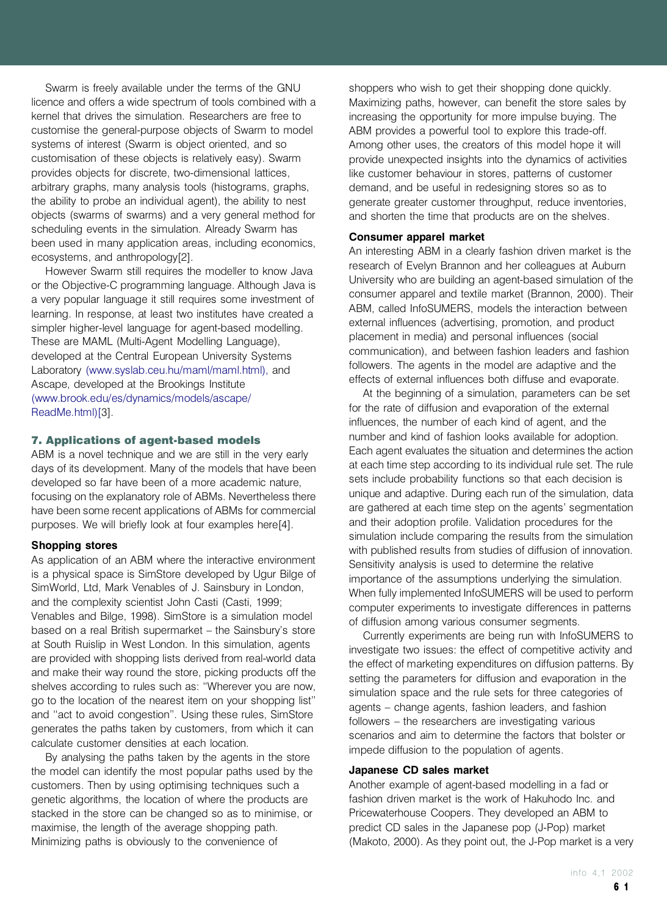Swarm is freely available under the terms of the GNU licence and offers a wide spectrum of tools combined with a kernel that drives the simulation. Researchers are free to customise the general-purpose objects of Swarm to model systems of interest (Swarm is object oriented, and so customisation of these objects is relatively easy). Swarm provides objects for discrete, two-dimensional lattices, arbitrary graphs, many analysis tools (histograms, graphs, the ability to probe an individual agent), the ability to nest objects (swarms of swarms) and a very general method for scheduling events in the simulation. Already Swarm has been used in many application areas, including economics, ecosystems, and anthropology[2].

However Swarm still requires the modeller to know Java or the Objective-C programming language. Although Java is a very popular language it still requires some investment of learning. In response, at least two institutes have created a simpler higher-level language for agent-based modelling. These are MAML (Multi-Agent Modelling Language), developed at the Central European University Systems Laboratory (www.syslab.ceu.hu/maml/maml.html), and Ascape, developed at the Brookings Institute (www.brook.edu/es/dynamics/models/ascape/ReadMe.html)[3].

## 7. Applications of agent-based models

ABM is a novel technique and we are still in the very early days of its development. Many of the models that have been developed so far have been of a more academic nature, focusing on the explanatory role of ABMs. Nevertheless there have been some recent applications of ABMs for commercial purposes. We will briefly look at four examples here[4].

### Shopping stores

As application of an ABM where the interactive environment is a physical space is SimStore developed by Ugur Bilge of SimWorld, Ltd, Mark Venables of J. Sainsbury in London, and the complexity scientist John Casti (Casti, 1999; Venables and Bilge, 1998). SimStore is a simulation model based on a real British supermarket – the Sainsbury's store at South Ruislip in West London. In this simulation, agents are provided with shopping lists derived from real-world data and make their way round the store, picking products off the shelves according to rules such as: "Wherever you are now, go to the location of the nearest item on your shopping list" and "act to avoid congestion". Using these rules, SimStore generates the paths taken by customers, from which it can calculate customer densities at each location.

By analysing the paths taken by the agents in the store the model can identify the most popular paths used by the customers. Then by using optimising techniques such a genetic algorithms, the location of where the products are stacked in the store can be changed so as to minimise, or maximise, the length of the average shopping path. Minimizing paths is obviously to the convenience of shoppers who wish to get their shopping done quickly. Maximizing paths, however, can benefit the store sales by increasing the opportunity for more impulse buying. The ABM provides a powerful tool to explore this trade-off. Among other uses, the creators of this model hope it will provide unexpected insights into the dynamics of activities like customer behaviour in stores, patterns of customer demand, and be useful in redesigning stores so as to generate greater customer throughput, reduce inventories, and shorten the time that products are on the shelves.

### Consumer apparel market

An interesting ABM in a clearly fashion driven market is the research of Evelyn Brannon and her colleagues at Auburn University who are building an agent-based simulation of the consumer apparel and textile market (Brannon, 2000). Their ABM, called InfoSUMERS, models the interaction between external influences (advertising, promotion, and product placement in media) and personal influences (social communication), and between fashion leaders and fashion followers. The agents in the model are adaptive and the effects of external influences both diffuse and evaporate.

At the beginning of a simulation, parameters can be set for the rate of diffusion and evaporation of the external influences, the number of each kind of agent, and the number and kind of fashion looks available for adoption. Each agent evaluates the situation and determines the action at each time step according to its individual rule set. The rule sets include probability functions so that each decision is unique and adaptive. During each run of the simulation, data are gathered at each time step on the agents' segmentation and their adoption profile. Validation procedures for the simulation include comparing the results from the simulation with published results from studies of diffusion of innovation. Sensitivity analysis is used to determine the relative importance of the assumptions underlying the simulation. When fully implemented InfoSUMERS will be used to perform computer experiments to investigate differences in patterns of diffusion among various consumer segments.

Currently experiments are being run with InfoSUMERS to investigate two issues: the effect of competitive activity and the effect of marketing expenditures on diffusion patterns. By setting the parameters for diffusion and evaporation in the simulation space and the rule sets for three categories of agents – change agents, fashion leaders, and fashion followers – the researchers are investigating various scenarios and aim to determine the factors that bolster or impede diffusion to the population of agents.

### Japanese CD sales market

Another example of agent-based modelling in a fad or fashion driven market is the work of Hakuhodo Inc. and Pricewaterhouse Coopers. They developed an ABM to predict CD sales in the Japanese pop (J-Pop) market (Makoto, 2000). As they point out, the J-Pop market is a very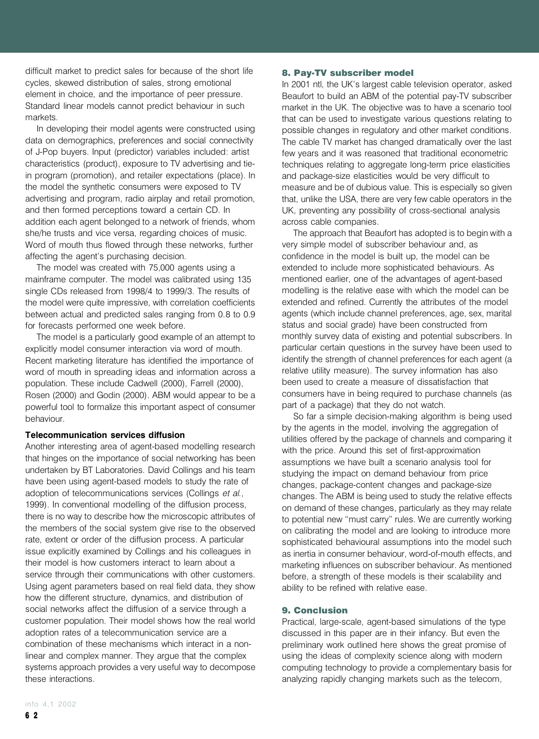difficult market to predict sales for because of the short life cycles, skewed distribution of sales, strong emotional element in choice, and the importance of peer pressure. Standard linear models cannot predict behaviour in such markets.

In developing their model agents were constructed using data on demographics, preferences and social connectivity of J-Pop buyers. Input (predictor) variables included: artist characteristics (product), exposure to TV advertising and tie-in program (promotion), and retailer expectations (place). In the model the synthetic consumers were exposed to TV advertising and program, radio airplay and retail promotion, and then formed perceptions toward a certain CD. In addition each agent belonged to a network of friends, whom she/he trusts and vice versa, regarding choices of music. Word of mouth thus flowed through these networks, further affecting the agent's purchasing decision.

The model was created with 75,000 agents using a mainframe computer. The model was calibrated using 135 single CDs released from 1998/4 to 1999/3. The results of the model were quite impressive, with correlation coefficients between actual and predicted sales ranging from 0.8 to 0.9 for forecasts performed one week before.

The model is a particularly good example of an attempt to explicitly model consumer interaction via word of mouth. Recent marketing literature has identified the importance of word of mouth in spreading ideas and information across a population. These include Cadwell (2000), Farrell (2000), Rosen (2000) and Godin (2000). ABM would appear to be a powerful tool to formalize this important aspect of consumer behaviour.

### Telecommunication services diffusion

Another interesting area of agent-based modelling research that hinges on the importance of social networking has been undertaken by BT Laboratories. David Collings and his team have been using agent-based models to study the rate of adoption of telecommunications services (Collings *et al*., 1999). In conventional modelling of the diffusion process, there is no way to describe how the microscopic attributes of the members of the social system give rise to the observed rate, extent or order of the diffusion process. A particular issue explicitly examined by Collings and his colleagues in their model is how customers interact to learn about a service through their communications with other customers. Using agent parameters based on real field data, they show how the different structure, dynamics, and distribution of social networks affect the diffusion of a service through a customer population. Their model shows how the real world adoption rates of a telecommunication service are a combination of these mechanisms which interact in a non-linear and complex manner. They argue that the complex systems approach provides a very useful way to decompose these interactions.

## 8. Pay-TV subscriber model

In 2001 ntl, the UK's largest cable television operator, asked Beaufort to build an ABM of the potential pay-TV subscriber market in the UK. The objective was to have a scenario tool that can be used to investigate various questions relating to possible changes in regulatory and other market conditions. The cable TV market has changed dramatically over the last few years and it was reasoned that traditional econometric techniques relating to aggregate long-term price elasticities and package-size elasticities would be very difficult to measure and be of dubious value. This is especially so given that, unlike the USA, there are very few cable operators in the UK, preventing any possibility of cross-sectional analysis across cable companies.

The approach that Beaufort has adopted is to begin with a very simple model of subscriber behaviour and, as confidence in the model is built up, the model can be extended to include more sophisticated behaviours. As mentioned earlier, one of the advantages of agent-based modelling is the relative ease with which the model can be extended and refined. Currently the attributes of the model agents (which include channel preferences, age, sex, marital status and social grade) have been constructed from monthly survey data of existing and potential subscribers. In particular certain questions in the survey have been used to identify the strength of channel preferences for each agent (a relative utility measure). The survey information has also been used to create a measure of dissatisfaction that consumers have in being required to purchase channels (as part of a package) that they do not watch.

So far a simple decision-making algorithm is being used by the agents in the model, involving the aggregation of utilities offered by the package of channels and comparing it with the price. Around this set of first-approximation assumptions we have built a scenario analysis tool for studying the impact on demand behaviour from price changes, package-content changes and package-size changes. The ABM is being used to study the relative effects on demand of these changes, particularly as they may relate to potential new "must carry" rules. We are currently working on calibrating the model and are looking to introduce more sophisticated behavioural assumptions into the model such as inertia in consumer behaviour, word-of-mouth effects, and marketing influences on subscriber behaviour. As mentioned before, a strength of these models is their scalability and ability to be refined with relative ease.

## 9. Conclusion

Practical, large-scale, agent-based simulations of the type discussed in this paper are in their infancy. But even the preliminary work outlined here shows the great promise of using the ideas of complexity science along with modern computing technology to provide a complementary basis for analyzing rapidly changing markets such as the telecom,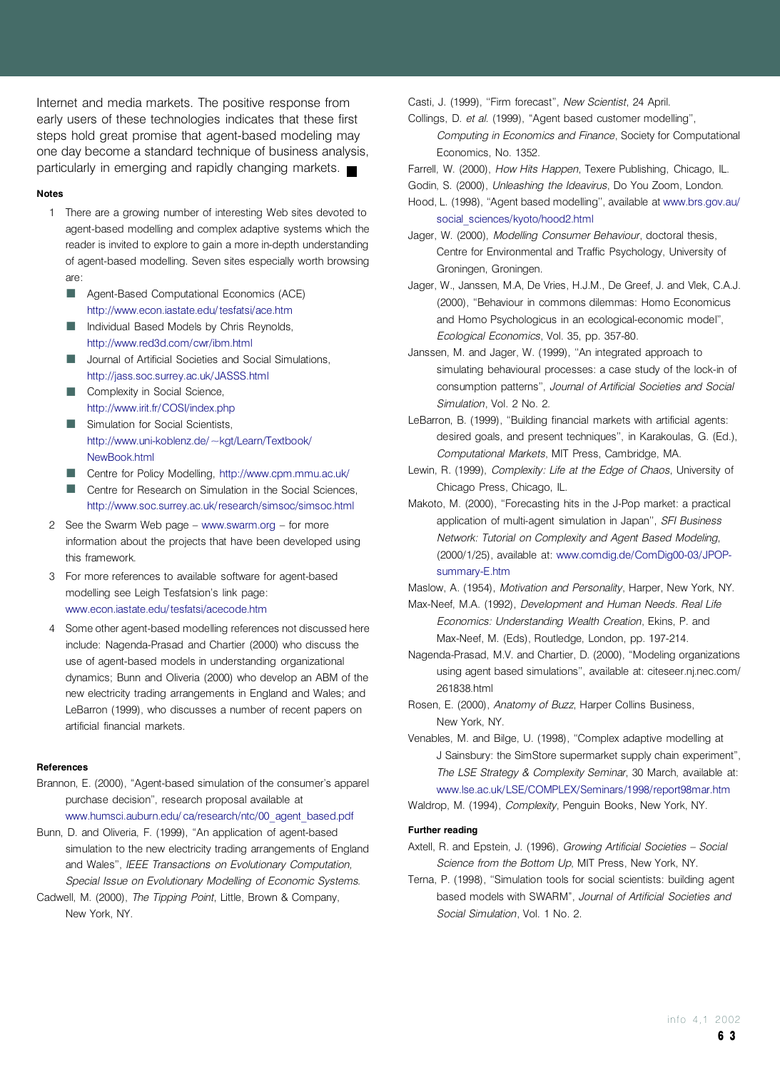Internet and media markets. The positive response from early users of these technologies indicates that these first steps hold great promise that agent-based modeling may one day become a standard technique of business analysis, particularly in emerging and rapidly changing markets. ■

#### Notes

1. There are a growing number of interesting Web sites devoted to agent-based modelling and complex adaptive systems which the reader is invited to explore to gain a more in-depth understanding of agent-based modelling. Seven sites especially worth browsing are:
   - Agent-Based Computational Economics (ACE) http://www.econ.iastate.edu/tesfatsi/ace.htm
   - Individual Based Models by Chris Reynolds, http://www.red3d.com/cwr/ibm.html
   - Journal of Artificial Societies and Social Simulations, http://jass.soc.surrey.ac.uk/JASSS.html
   - Complexity in Social Science, http://www.irit.fr/COSI/index.php
   - Simulation for Social Scientists, http://www.uni-koblenz.de/~kgt/Learn/Textbook/NewBook.html
   - Centre for Policy Modelling, http://www.cpm.mmu.ac.uk/
   - Centre for Research on Simulation in the Social Sciences, http://www.soc.surrey.ac.uk/research/simsoc/simsoc.html
2. See the Swarm Web page – www.swarm.org – for more information about the projects that have been developed using this framework.
3. For more references to available software for agent-based modelling see Leigh Tesfatsion's link page: www.econ.iastate.edu/tesfatsi/acecode.htm
4. Some other agent-based modelling references not discussed here include: Nagenda-Prasad and Chartier (2000) who discuss the use of agent-based models in understanding organizational dynamics; Bunn and Oliveria (2000) who develop an ABM of the new electricity trading arrangements in England and Wales; and LeBarron (1999), who discusses a number of recent papers on artificial financial markets.

#### References

Brannon, E. (2000), "Agent-based simulation of the consumer's apparel purchase decision", research proposal available at www.humsci.auburn.edu/ca/research/ntc/00_agent_based.pdf

Bunn, D. and Oliveria, F. (1999), "An application of agent-based simulation to the new electricity trading arrangements of England and Wales", *IEEE Transactions on Evolutionary Computation, Special Issue on Evolutionary Modelling of Economic Systems.*

Cadwell, M. (2000), *The Tipping Point*, Little, Brown & Company, New York, NY.

Casti, J. (1999), "Firm forecast", *New Scientist*, 24 April.

Collings, D. *et al.* (1999), "Agent based customer modelling", *Computing in Economics and Finance*, Society for Computational Economics, No. 1352.

Farrell, W. (2000), *How Hits Happen*, Texere Publishing, Chicago, IL.

Godin, S. (2000), *Unleashing the Ideavirus*, Do You Zoom, London.

Hood, L. (1998), "Agent based modelling", available at www.brs.gov.au/social_sciences/kyoto/hood2.html

Jager, W. (2000), *Modelling Consumer Behaviour*, doctoral thesis, Centre for Environmental and Traffic Psychology, University of Groningen, Groningen.

Jager, W., Janssen, M.A, De Vries, H.J.M., De Greef, J. and Vlek, C.A.J. (2000), "Behaviour in commons dilemmas: Homo Economicus and Homo Psychologicus in an ecological-economic model", *Ecological Economics*, Vol. 35, pp. 357-80.

Janssen, M. and Jager, W. (1999), "An integrated approach to simulating behavioural processes: a case study of the lock-in of consumption patterns", *Journal of Artificial Societies and Social Simulation*, Vol. 2 No. 2.

LeBarron, B. (1999), "Building financial markets with artificial agents: desired goals, and present techniques", in Karakoulas, G. (Ed.), *Computational Markets*, MIT Press, Cambridge, MA.

Lewin, R. (1999), *Complexity: Life at the Edge of Chaos*, University of Chicago Press, Chicago, IL.

Makoto, M. (2000), "Forecasting hits in the J-Pop market: a practical application of multi-agent simulation in Japan", *SFI Business Network: Tutorial on Complexity and Agent Based Modeling*, (2000/1/25), available at: www.comdig.de/ComDig00-03/JPOP-summary-E.htm

Maslow, A. (1954), *Motivation and Personality*, Harper, New York, NY.

Max-Neef, M.A. (1992), *Development and Human Needs. Real Life Economics: Understanding Wealth Creation*, Ekins, P. and Max-Neef, M. (Eds), Routledge, London, pp. 197-214.

Nagenda-Prasad, M.V. and Chartier, D. (2000), "Modeling organizations using agent based simulations", available at: citeseer.nj.nec.com/261838.html

Rosen, E. (2000), *Anatomy of Buzz*, Harper Collins Business, New York, NY.

Venables, M. and Bilge, U. (1998), "Complex adaptive modelling at J Sainsbury: the SimStore supermarket supply chain experiment", *The LSE Strategy & Complexity Seminar*, 30 March, available at: www.lse.ac.uk/LSE/COMPLEX/Seminars/1998/report98mar.htm

Waldrop, M. (1994), *Complexity*, Penguin Books, New York, NY.

#### Further reading

Axtell, R. and Epstein, J. (1996), *Growing Artificial Societies – Social Science from the Bottom Up*, MIT Press, New York, NY.

Terna, P. (1998), "Simulation tools for social scientists: building agent based models with SWARM", *Journal of Artificial Societies and Social Simulation*, Vol. 1 No. 2.